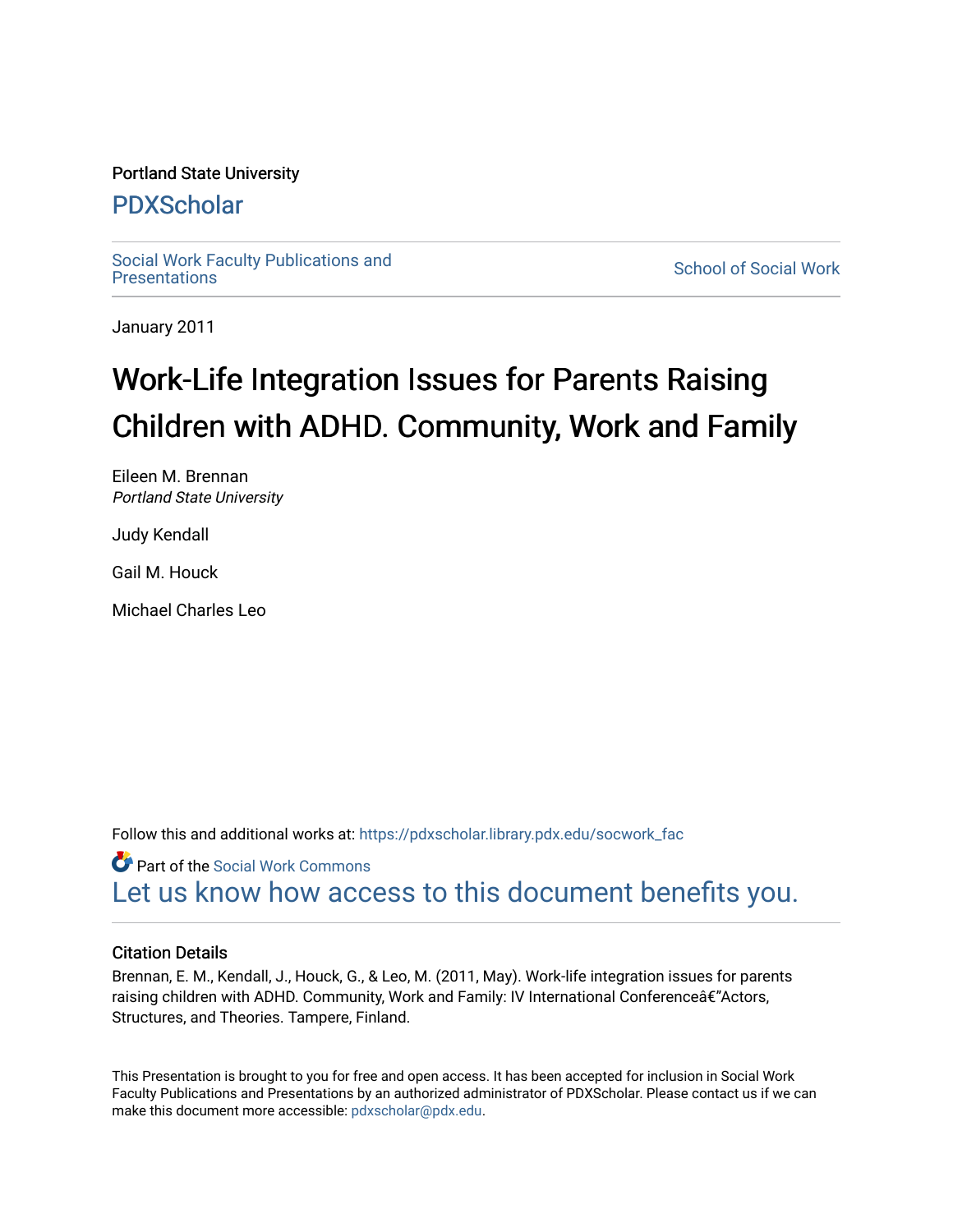Portland State University

# PDXScholar

Social Work Faculty Publications and Presentations

School of Social Work

January 2011

# Work-Life Integration Issues for Parents Raising Children with ADHD. Community, Work and Family

Eileen M. Brennan
*Portland State University*

Judy Kendall

Gail M. Houck

Michael Charles Leo

Follow this and additional works at: https://pdxscholar.library.pdx.edu/socwork_fac

Part of the Social Work Commons

Let us know how access to this document benefits you.

## Citation Details

Brennan, E. M., Kendall, J., Houck, G., & Leo, M. (2011, May). Work-life integration issues for parents raising children with ADHD. Community, Work and Family: IV International Conferenceâ€"Actors, Structures, and Theories. Tampere, Finland.

This Presentation is brought to you for free and open access. It has been accepted for inclusion in Social Work Faculty Publications and Presentations by an authorized administrator of PDXScholar. Please contact us if we can make this document more accessible: pdxscholar@pdx.edu.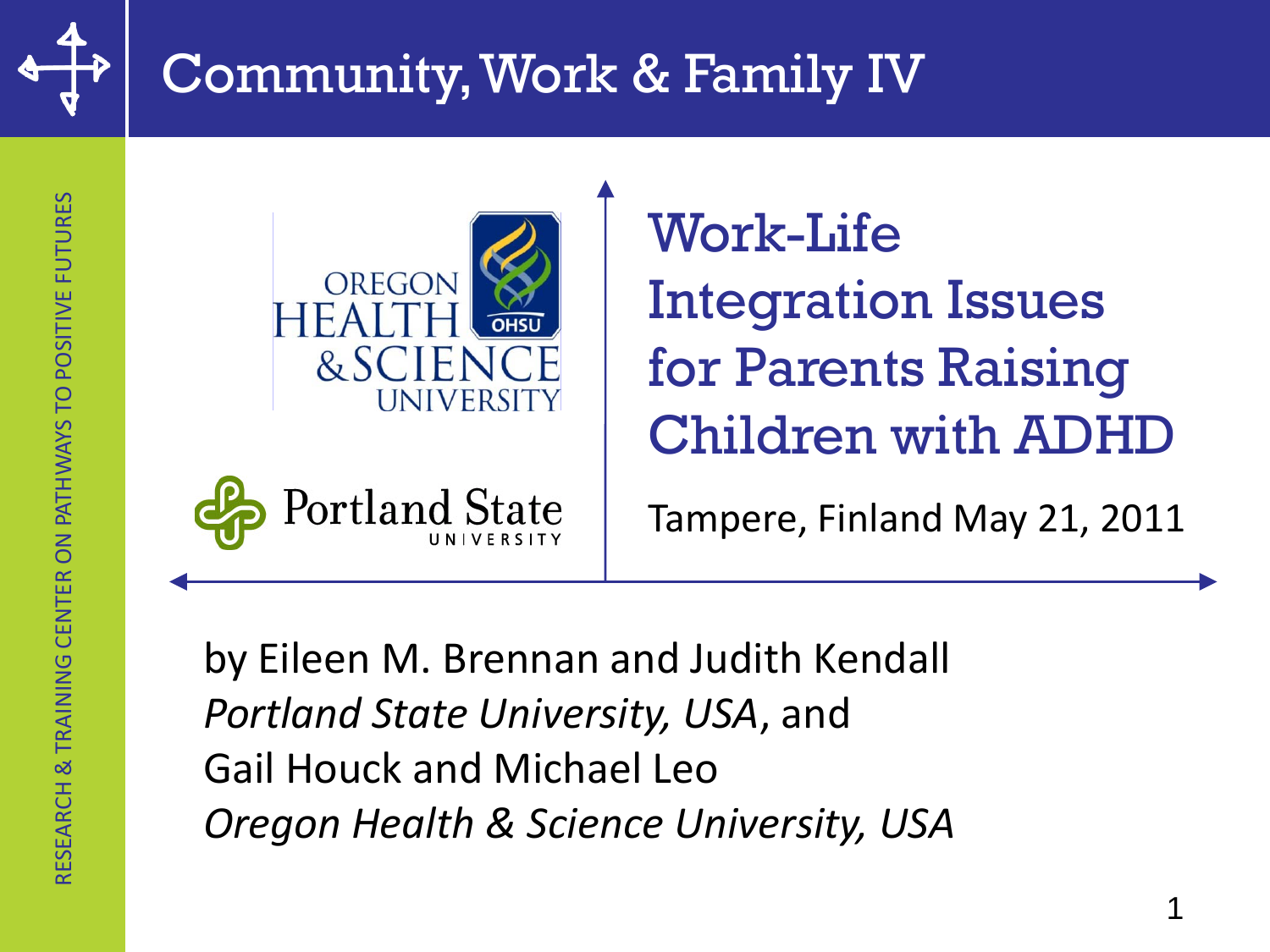# Community, Work & Family IV

RESEARCH & TRAINING CENTER ON PATHWAYS TO POSITIVE FUTURES

OREGON HEALTH & SCIENCE UNIVERSITY

Portland State UNIVERSITY

## Work-Life Integration Issues for Parents Raising Children with ADHD

Tampere, Finland May 21, 2011

by Eileen M. Brennan and Judith Kendall
*Portland State University, USA*, and
Gail Houck and Michael Leo
*Oregon Health & Science University, USA*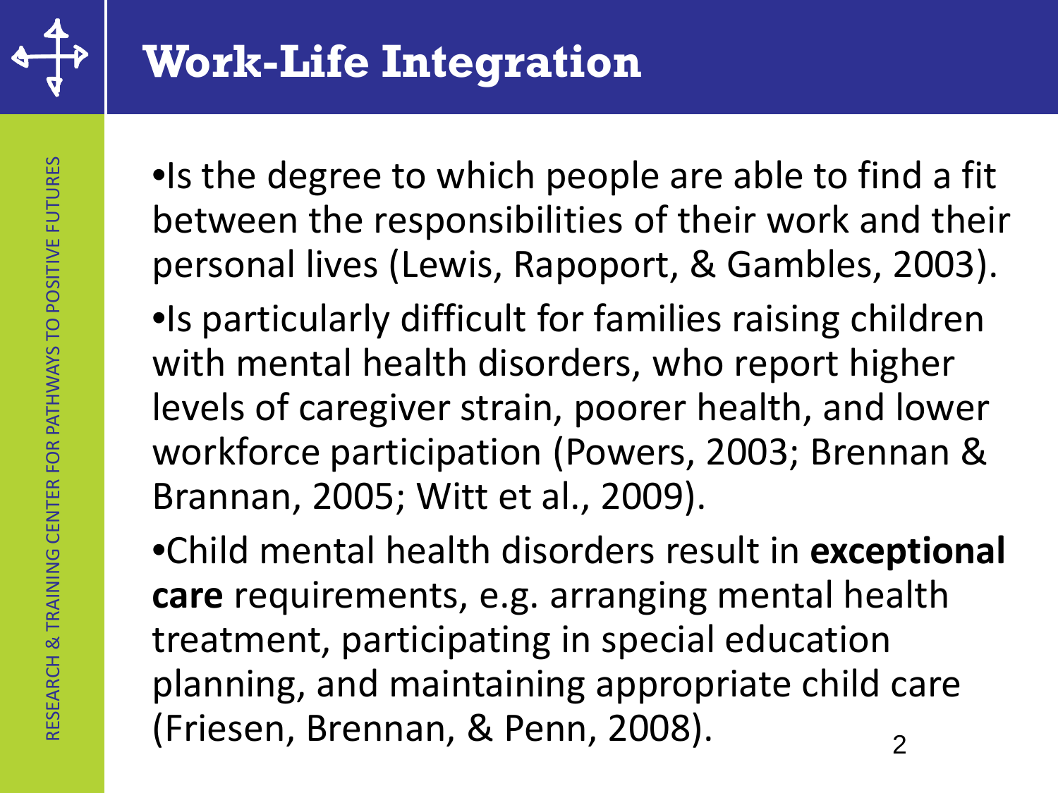# Work-Life Integration

- Is the degree to which people are able to find a fit between the responsibilities of their work and their personal lives (Lewis, Rapoport, & Gambles, 2003).
- Is particularly difficult for families raising children with mental health disorders, who report higher levels of caregiver strain, poorer health, and lower workforce participation (Powers, 2003; Brennan & Brannan, 2005; Witt et al., 2009).
- Child mental health disorders result in **exceptional care** requirements, e.g. arranging mental health treatment, participating in special education planning, and maintaining appropriate child care (Friesen, Brennan, & Penn, 2008).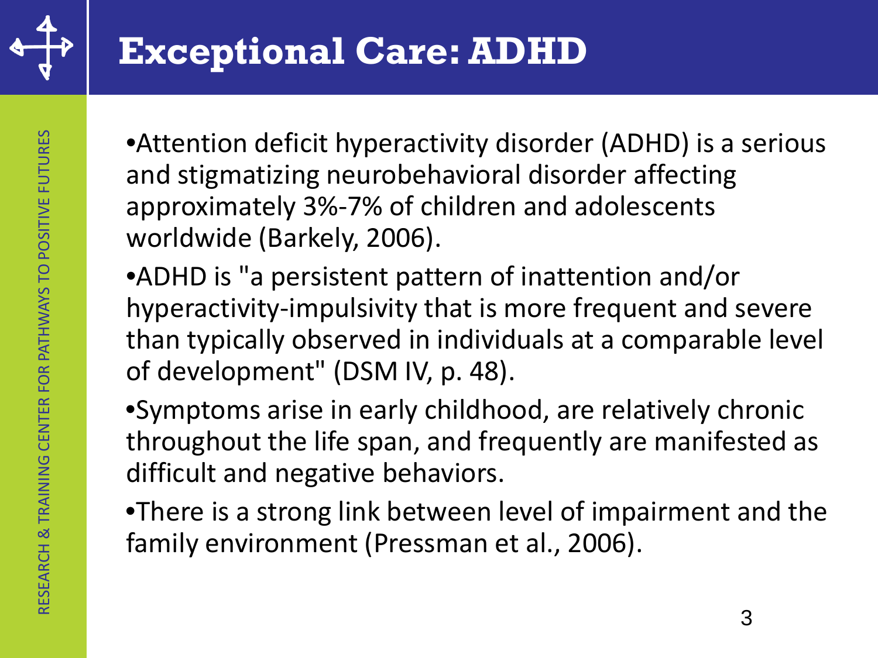# Exceptional Care: ADHD

- Attention deficit hyperactivity disorder (ADHD) is a serious and stigmatizing neurobehavioral disorder affecting approximately 3%-7% of children and adolescents worldwide (Barkely, 2006).
- ADHD is "a persistent pattern of inattention and/or hyperactivity-impulsivity that is more frequent and severe than typically observed in individuals at a comparable level of development" (DSM IV, p. 48).
- Symptoms arise in early childhood, are relatively chronic throughout the life span, and frequently are manifested as difficult and negative behaviors.
- There is a strong link between level of impairment and the family environment (Pressman et al., 2006).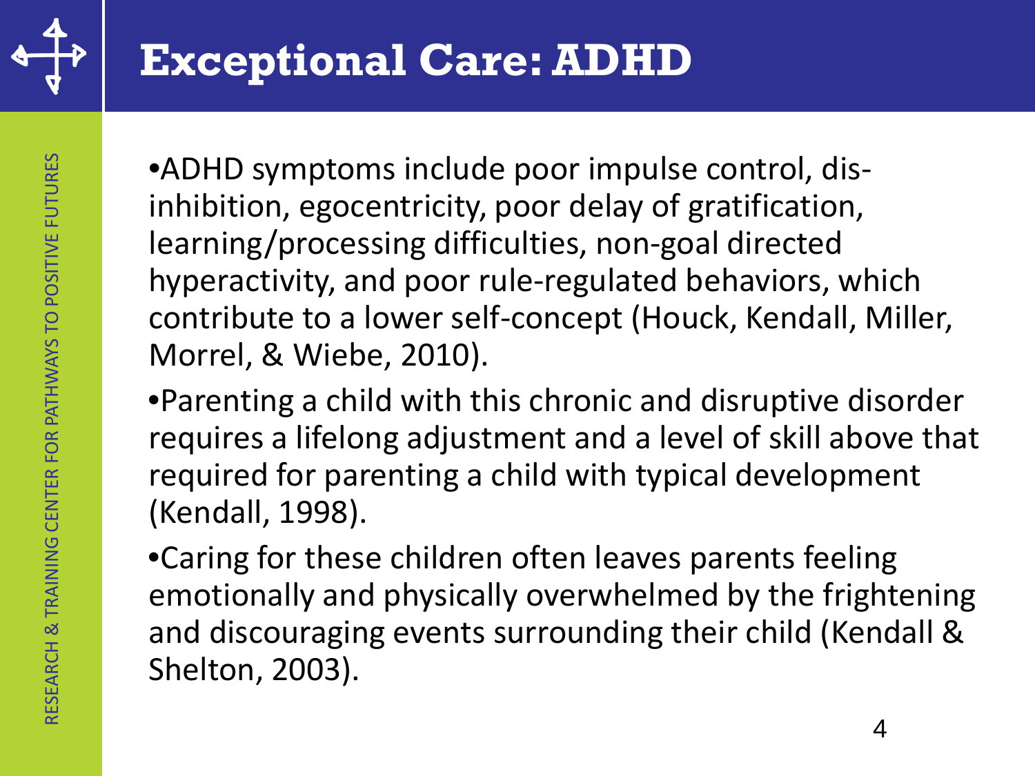# Exceptional Care: ADHD

- ADHD symptoms include poor impulse control, dis-inhibition, egocentricity, poor delay of gratification, learning/processing difficulties, non-goal directed hyperactivity, and poor rule-regulated behaviors, which contribute to a lower self-concept (Houck, Kendall, Miller, Morrel, & Wiebe, 2010).
- Parenting a child with this chronic and disruptive disorder requires a lifelong adjustment and a level of skill above that required for parenting a child with typical development (Kendall, 1998).
- Caring for these children often leaves parents feeling emotionally and physically overwhelmed by the frightening and discouraging events surrounding their child (Kendall & Shelton, 2003).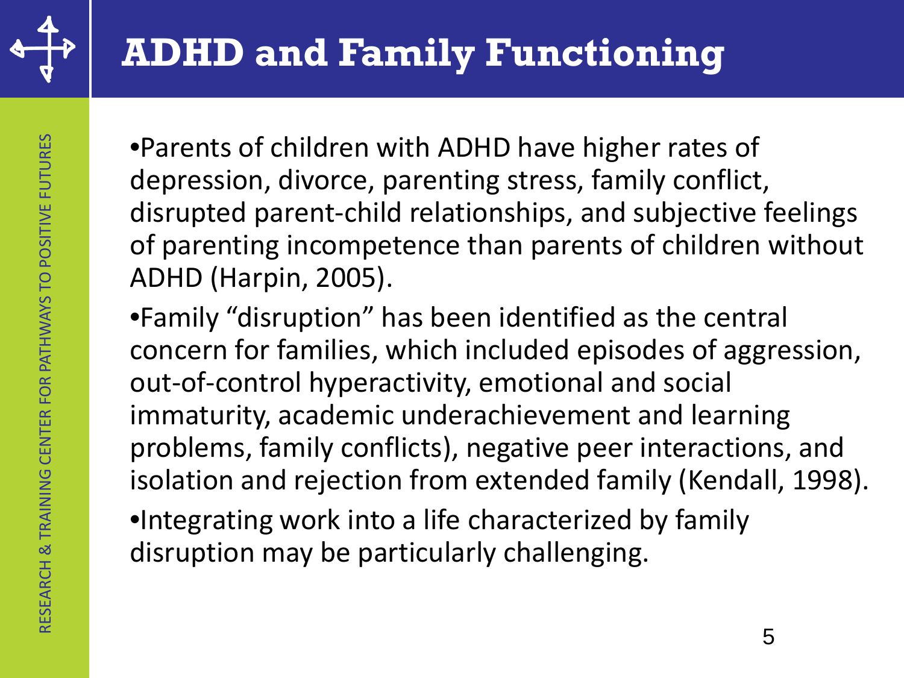# ADHD and Family Functioning

- Parents of children with ADHD have higher rates of depression, divorce, parenting stress, family conflict, disrupted parent-child relationships, and subjective feelings of parenting incompetence than parents of children without ADHD (Harpin, 2005).
- Family “disruption” has been identified as the central concern for families, which included episodes of aggression, out-of-control hyperactivity, emotional and social immaturity, academic underachievement and learning problems, family conflicts), negative peer interactions, and isolation and rejection from extended family (Kendall, 1998).
- Integrating work into a life characterized by family disruption may be particularly challenging.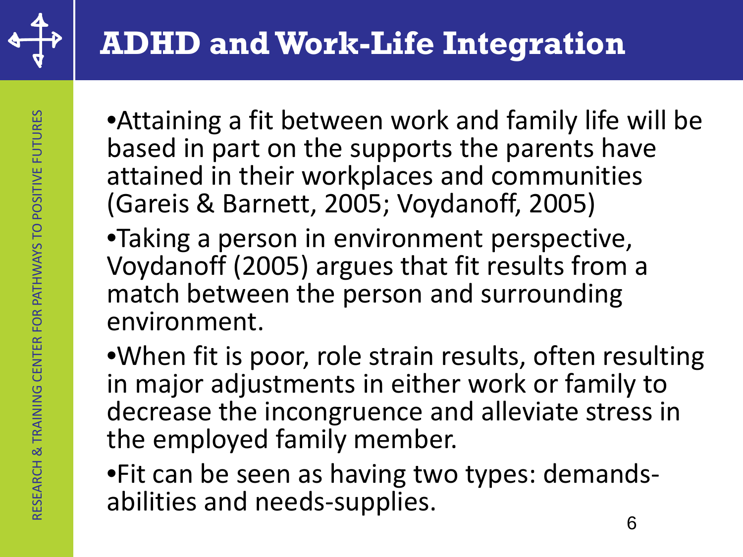# ADHD and Work-Life Integration

- Attaining a fit between work and family life will be based in part on the supports the parents have attained in their workplaces and communities (Gareis & Barnett, 2005; Voydanoff, 2005)
- Taking a person in environment perspective, Voydanoff (2005) argues that fit results from a match between the person and surrounding environment.
- When fit is poor, role strain results, often resulting in major adjustments in either work or family to decrease the incongruence and alleviate stress in the employed family member.
- Fit can be seen as having two types: demands-abilities and needs-supplies.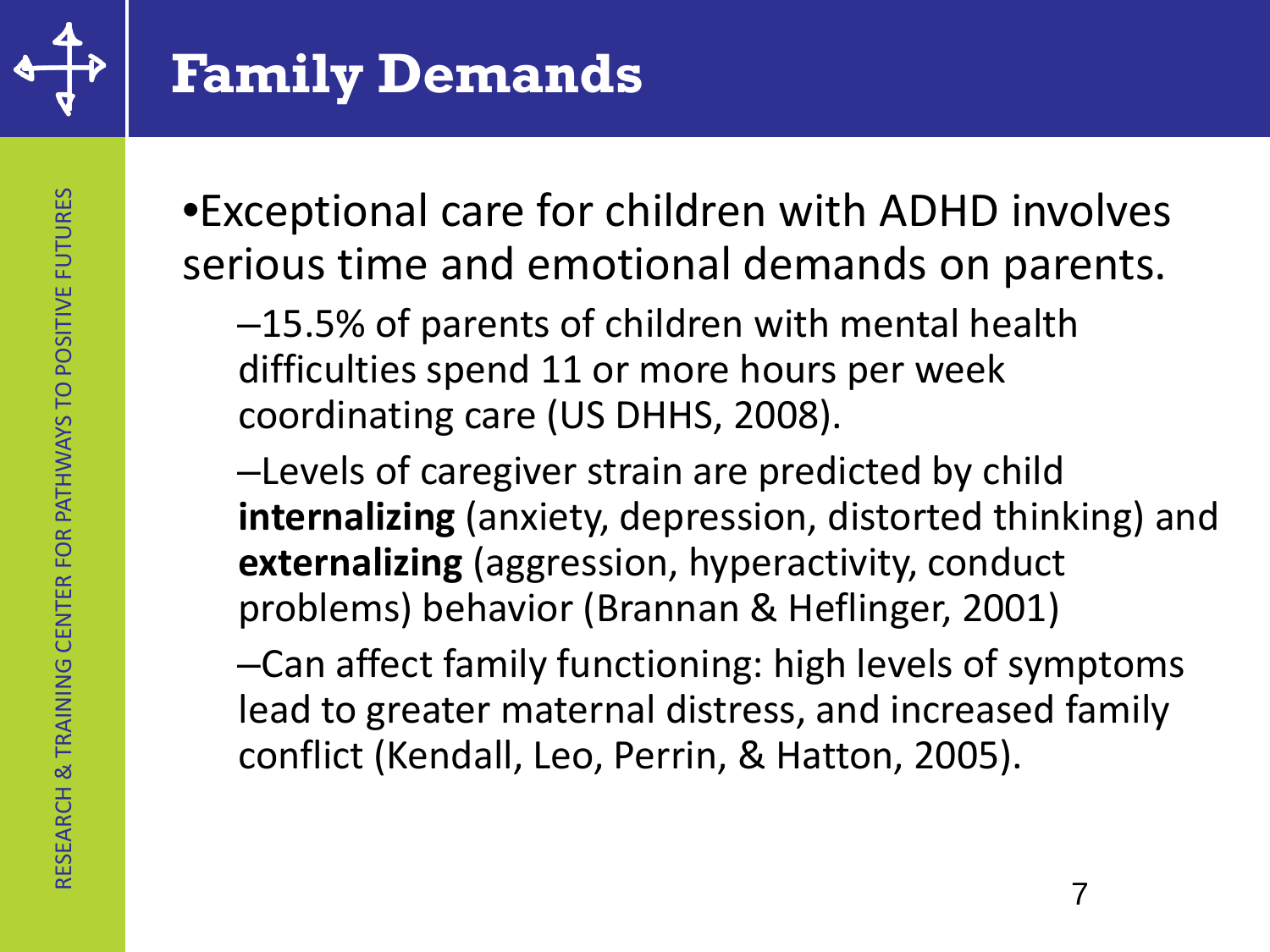# Family Demands

- Exceptional care for children with ADHD involves serious time and emotional demands on parents.
  - 15.5% of parents of children with mental health difficulties spend 11 or more hours per week coordinating care (US DHHS, 2008).
  - Levels of caregiver strain are predicted by child **internalizing** (anxiety, depression, distorted thinking) and **externalizing** (aggression, hyperactivity, conduct problems) behavior (Brannan & Heflinger, 2001)
  - Can affect family functioning: high levels of symptoms lead to greater maternal distress, and increased family conflict (Kendall, Leo, Perrin, & Hatton, 2005).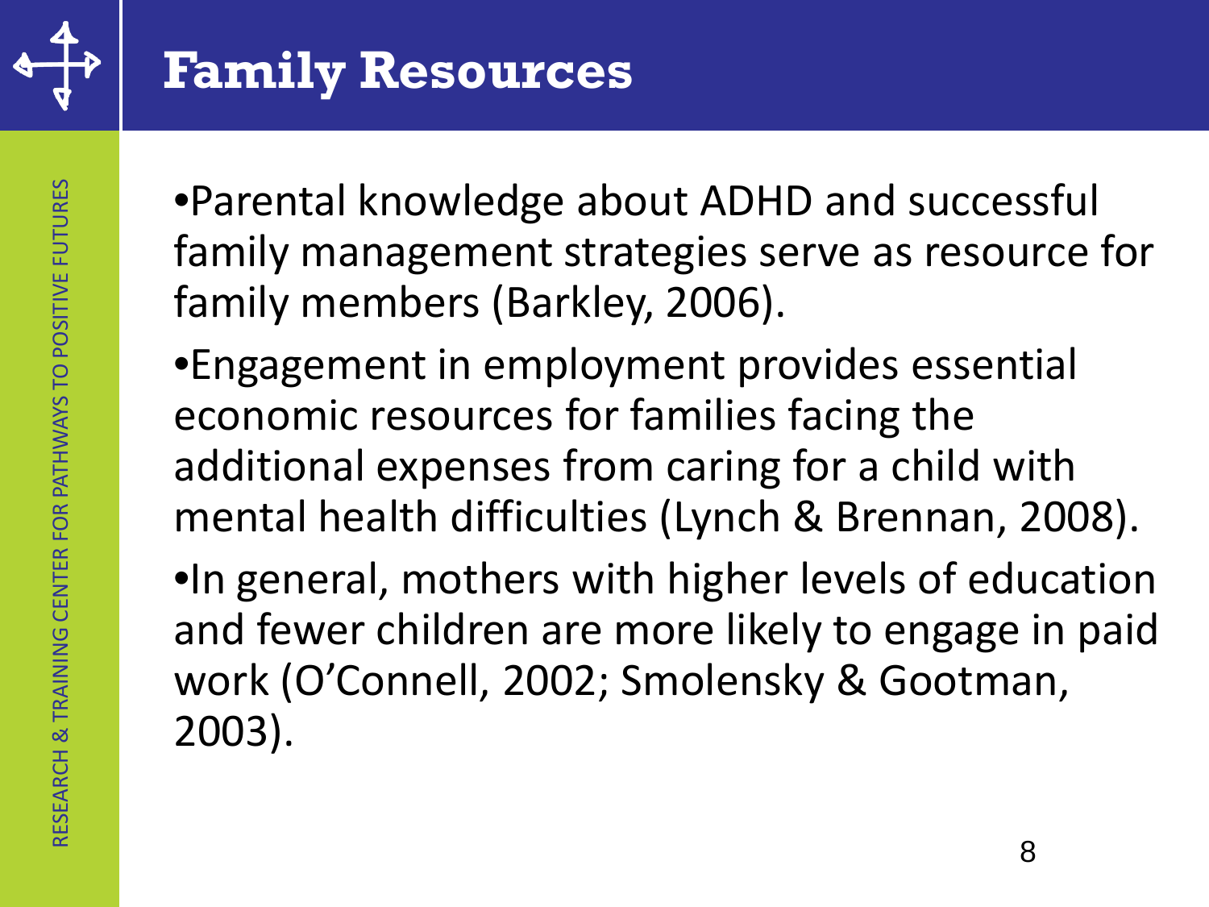# Family Resources

- Parental knowledge about ADHD and successful family management strategies serve as resource for family members (Barkley, 2006).
- Engagement in employment provides essential economic resources for families facing the additional expenses from caring for a child with mental health difficulties (Lynch & Brennan, 2008).
- In general, mothers with higher levels of education and fewer children are more likely to engage in paid work (O'Connell, 2002; Smolensky & Gootman, 2003).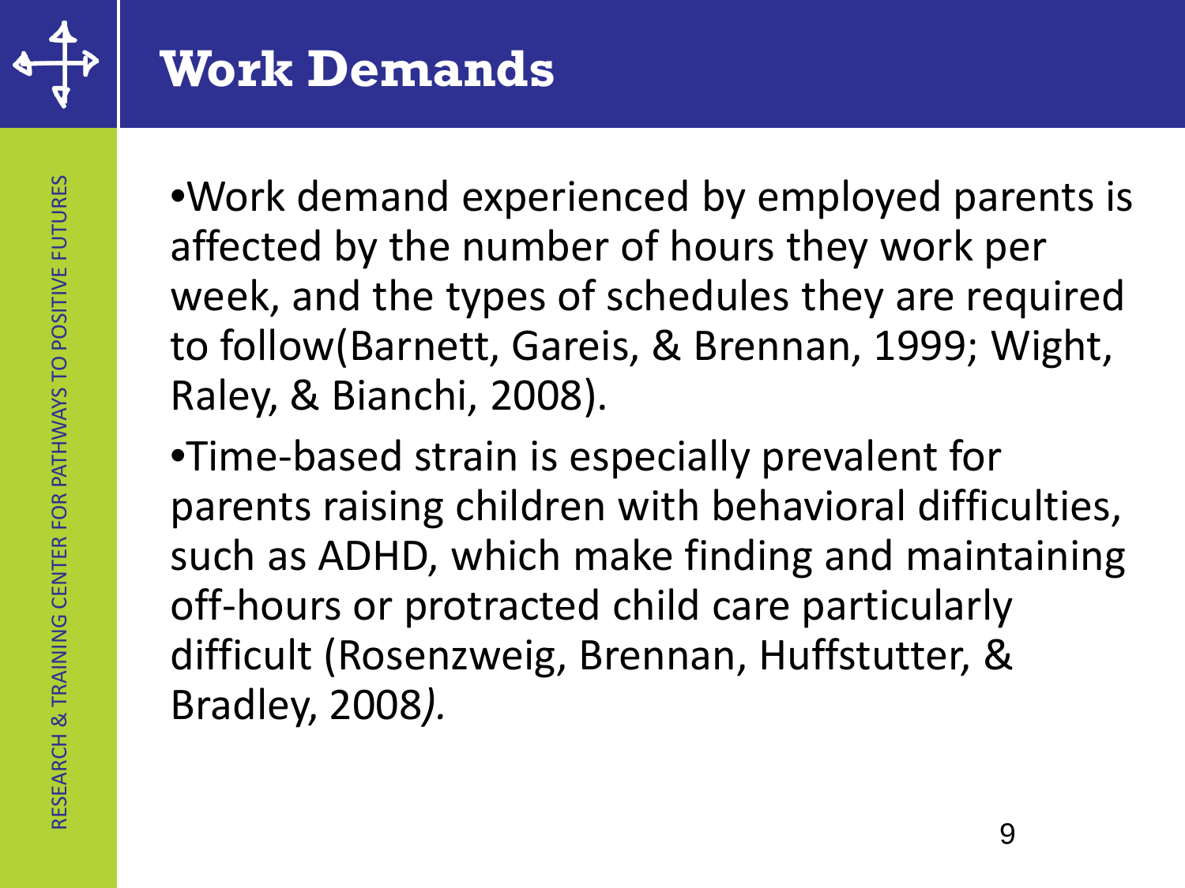# Work Demands

- Work demand experienced by employed parents is affected by the number of hours they work per week, and the types of schedules they are required to follow(Barnett, Gareis, & Brennan, 1999; Wight, Raley, & Bianchi, 2008).
- Time-based strain is especially prevalent for parents raising children with behavioral difficulties, such as ADHD, which make finding and maintaining off-hours or protracted child care particularly difficult (Rosenzweig, Brennan, Huffstutter, & Bradley, 2008).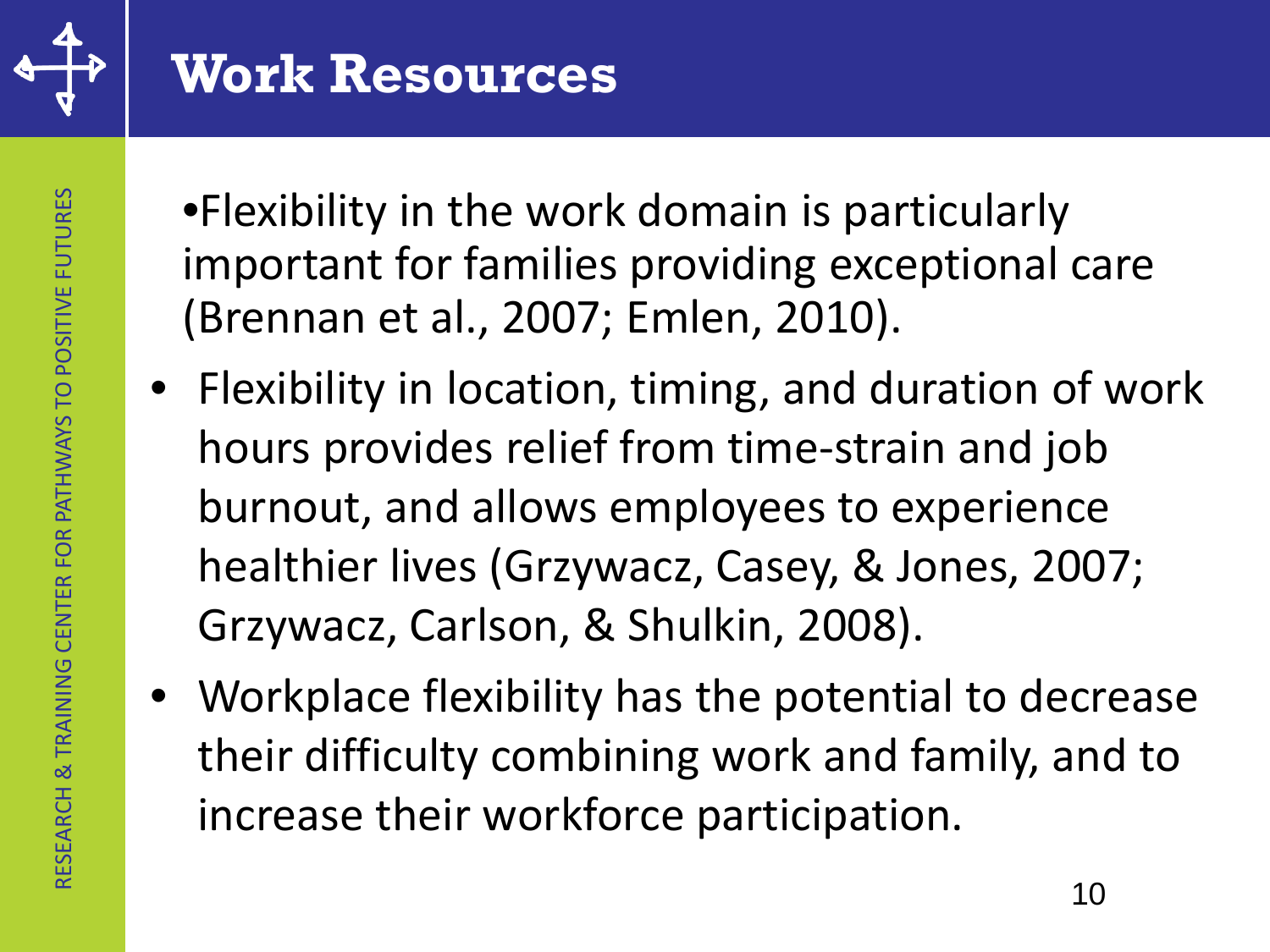# Work Resources

- Flexibility in the work domain is particularly important for families providing exceptional care (Brennan et al., 2007; Emlen, 2010).
- Flexibility in location, timing, and duration of work hours provides relief from time-strain and job burnout, and allows employees to experience healthier lives (Grzywacz, Casey, & Jones, 2007; Grzywacz, Carlson, & Shulkin, 2008).
- Workplace flexibility has the potential to decrease their difficulty combining work and family, and to increase their workforce participation.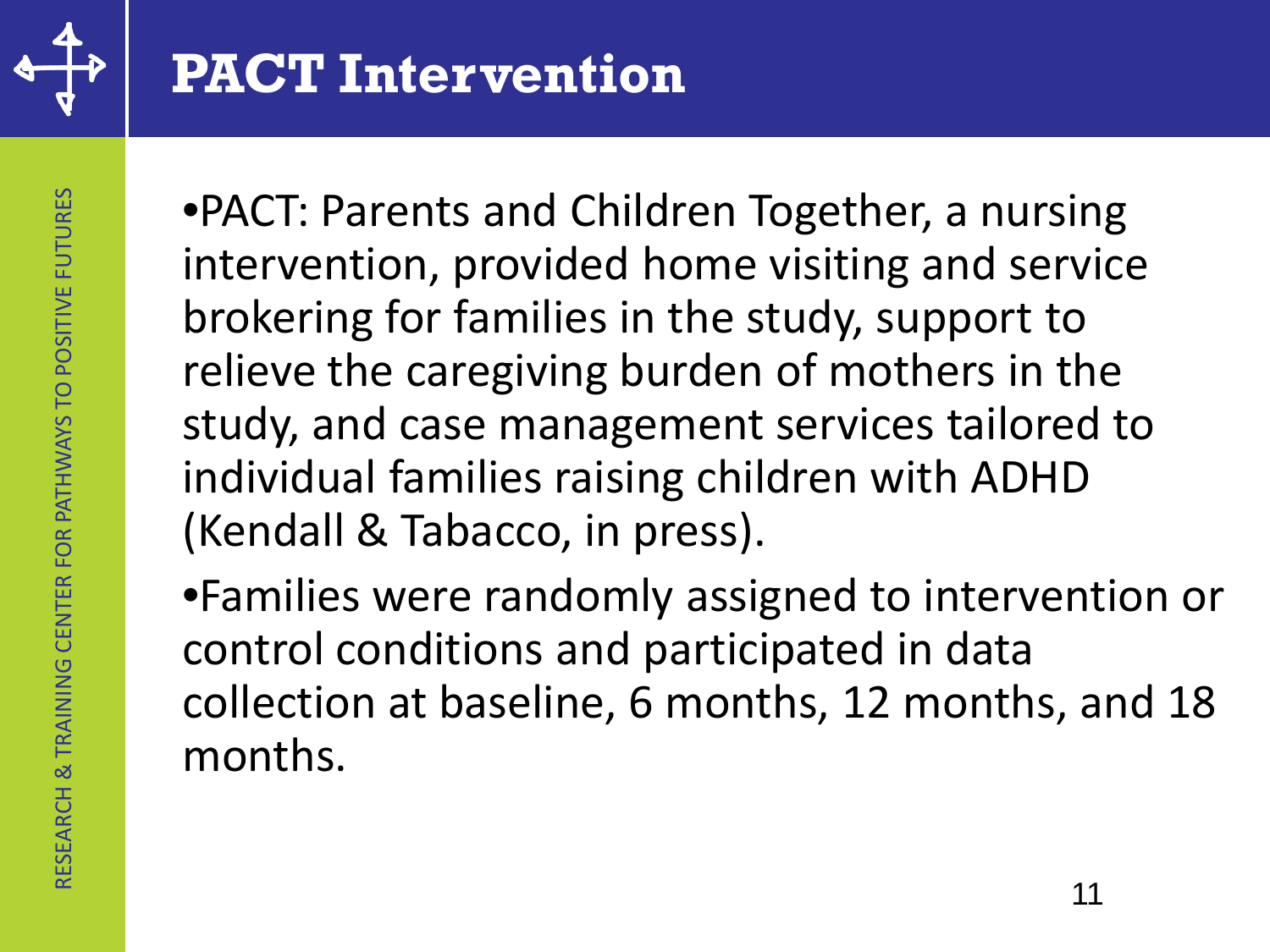# PACT Intervention

- PACT: Parents and Children Together, a nursing intervention, provided home visiting and service brokering for families in the study, support to relieve the caregiving burden of mothers in the study, and case management services tailored to individual families raising children with ADHD (Kendall & Tabacco, in press).
- Families were randomly assigned to intervention or control conditions and participated in data collection at baseline, 6 months, 12 months, and 18 months.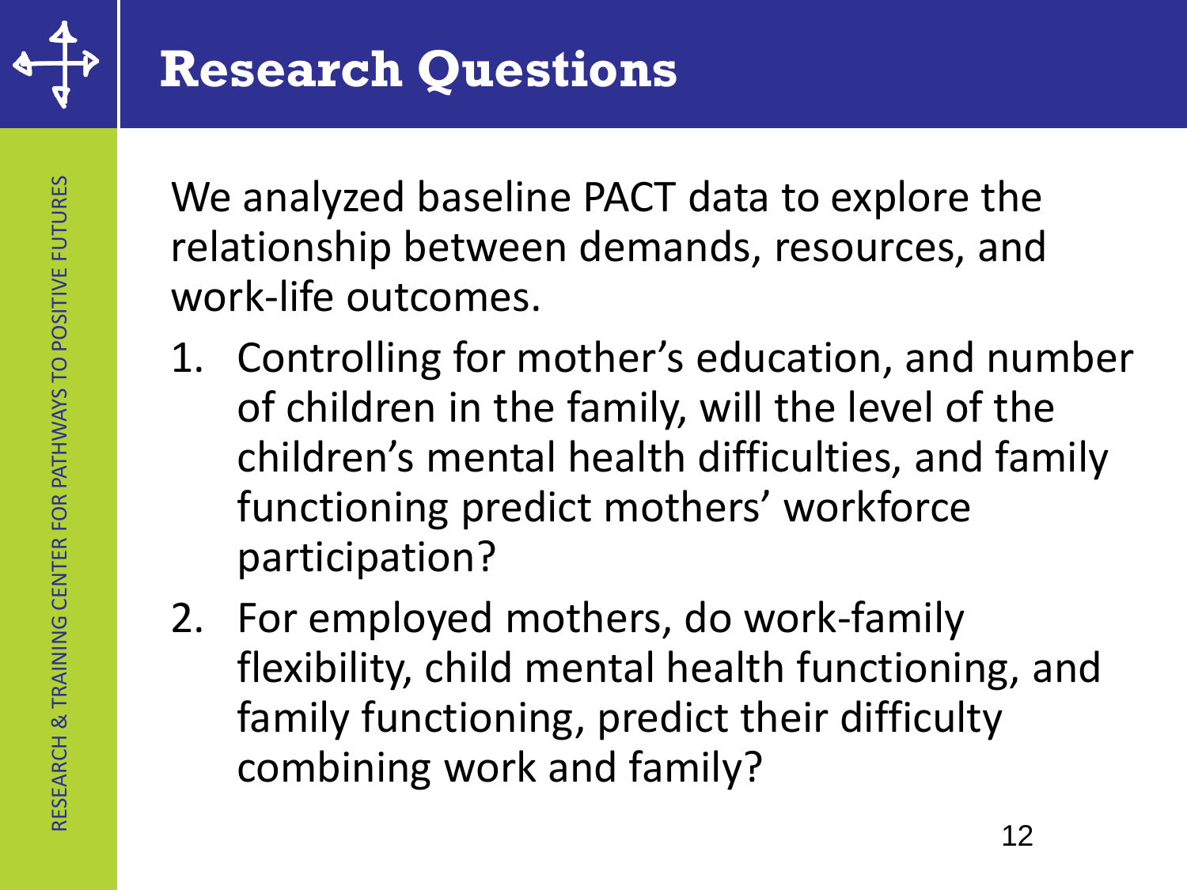# Research Questions

We analyzed baseline PACT data to explore the relationship between demands, resources, and work-life outcomes.

1. Controlling for mother's education, and number of children in the family, will the level of the children's mental health difficulties, and family functioning predict mothers' workforce participation?
2. For employed mothers, do work-family flexibility, child mental health functioning, and family functioning, predict their difficulty combining work and family?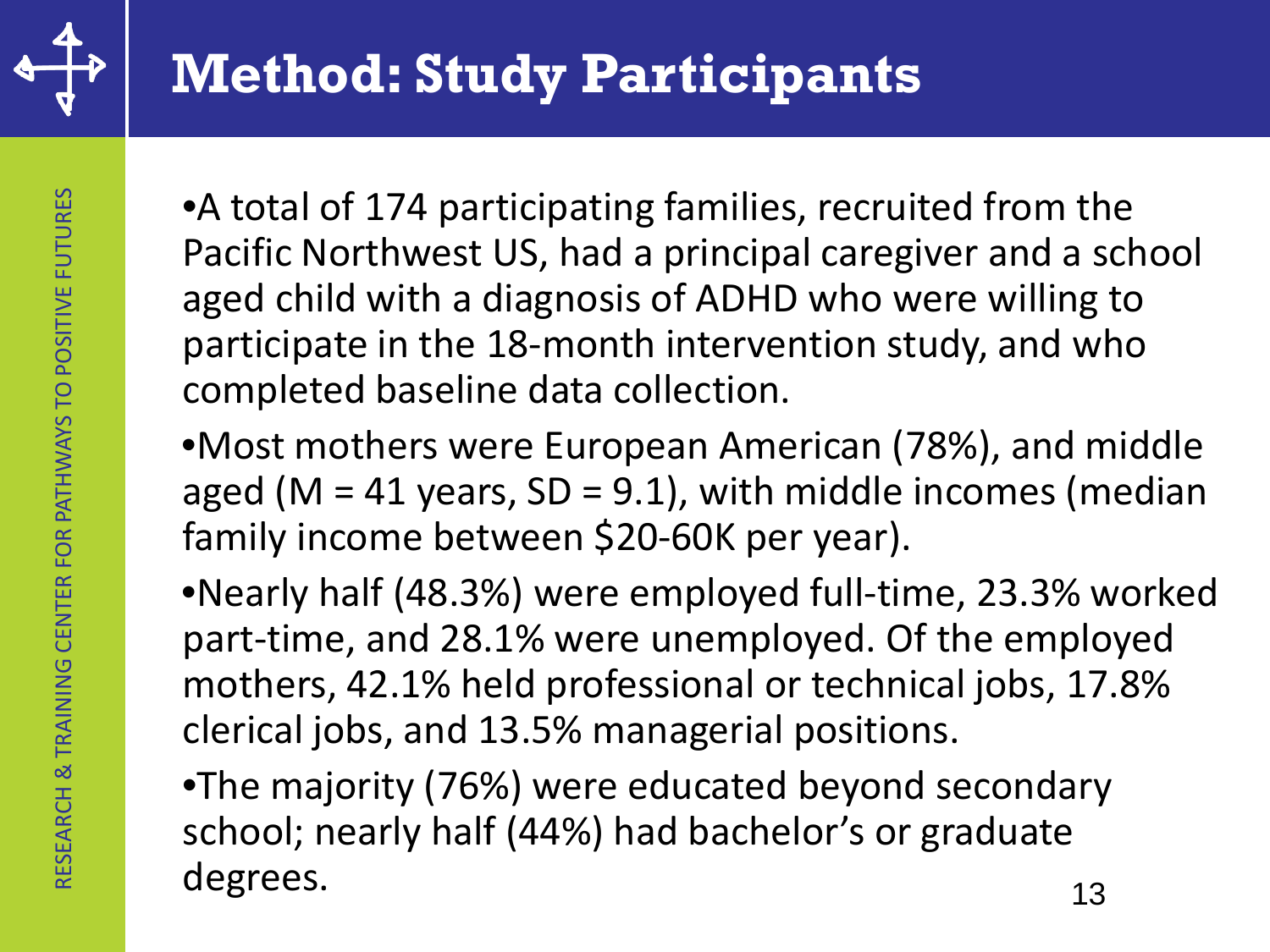# Method: Study Participants

- A total of 174 participating families, recruited from the Pacific Northwest US, had a principal caregiver and a school aged child with a diagnosis of ADHD who were willing to participate in the 18-month intervention study, and who completed baseline data collection.
- Most mothers were European American (78%), and middle aged (M = 41 years, SD = 9.1), with middle incomes (median family income between $20-60K per year).
- Nearly half (48.3%) were employed full-time, 23.3% worked part-time, and 28.1% were unemployed. Of the employed mothers, 42.1% held professional or technical jobs, 17.8% clerical jobs, and 13.5% managerial positions.
- The majority (76%) were educated beyond secondary school; nearly half (44%) had bachelor's or graduate degrees.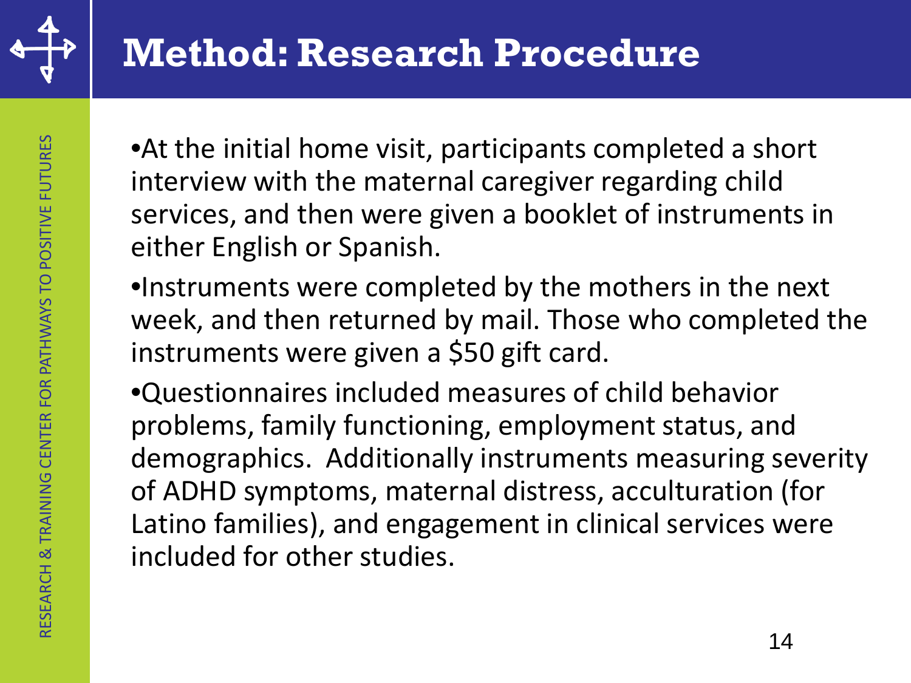# Method: Research Procedure

- At the initial home visit, participants completed a short interview with the maternal caregiver regarding child services, and then were given a booklet of instruments in either English or Spanish.
- Instruments were completed by the mothers in the next week, and then returned by mail. Those who completed the instruments were given a $50 gift card.
- Questionnaires included measures of child behavior problems, family functioning, employment status, and demographics. Additionally instruments measuring severity of ADHD symptoms, maternal distress, acculturation (for Latino families), and engagement in clinical services were included for other studies.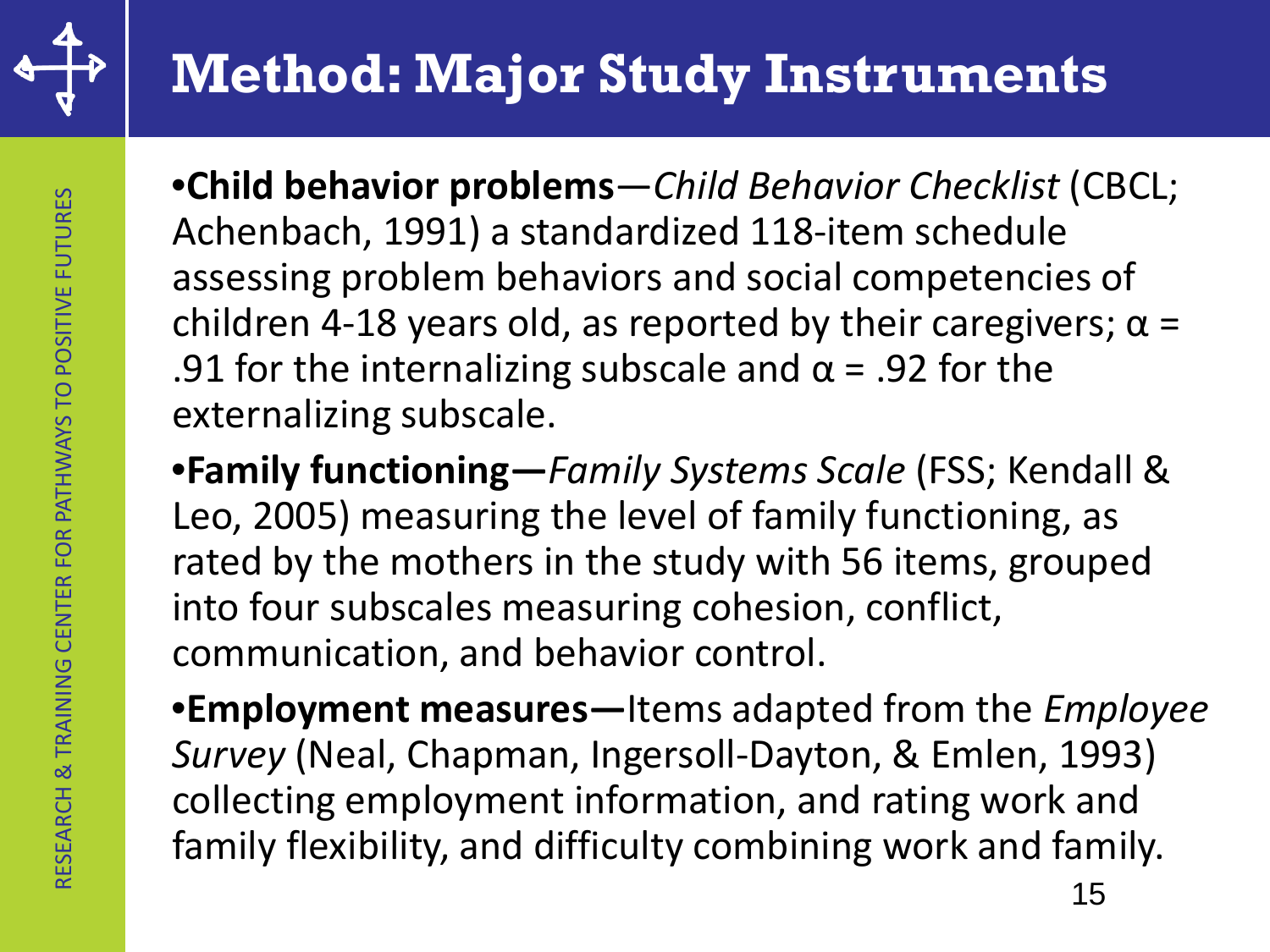# Method: Major Study Instruments

- **Child behavior problems**—*Child Behavior Checklist* (CBCL; Achenbach, 1991) a standardized 118-item schedule assessing problem behaviors and social competencies of children 4-18 years old, as reported by their caregivers; $\alpha$ = .91 for the internalizing subscale and $\alpha$ = .92 for the externalizing subscale.
- **Family functioning—***Family Systems Scale* (FSS; Kendall & Leo, 2005) measuring the level of family functioning, as rated by the mothers in the study with 56 items, grouped into four subscales measuring cohesion, conflict, communication, and behavior control.
- **Employment measures—**Items adapted from the *Employee Survey* (Neal, Chapman, Ingersoll-Dayton, & Emlen, 1993) collecting employment information, and rating work and family flexibility, and difficulty combining work and family.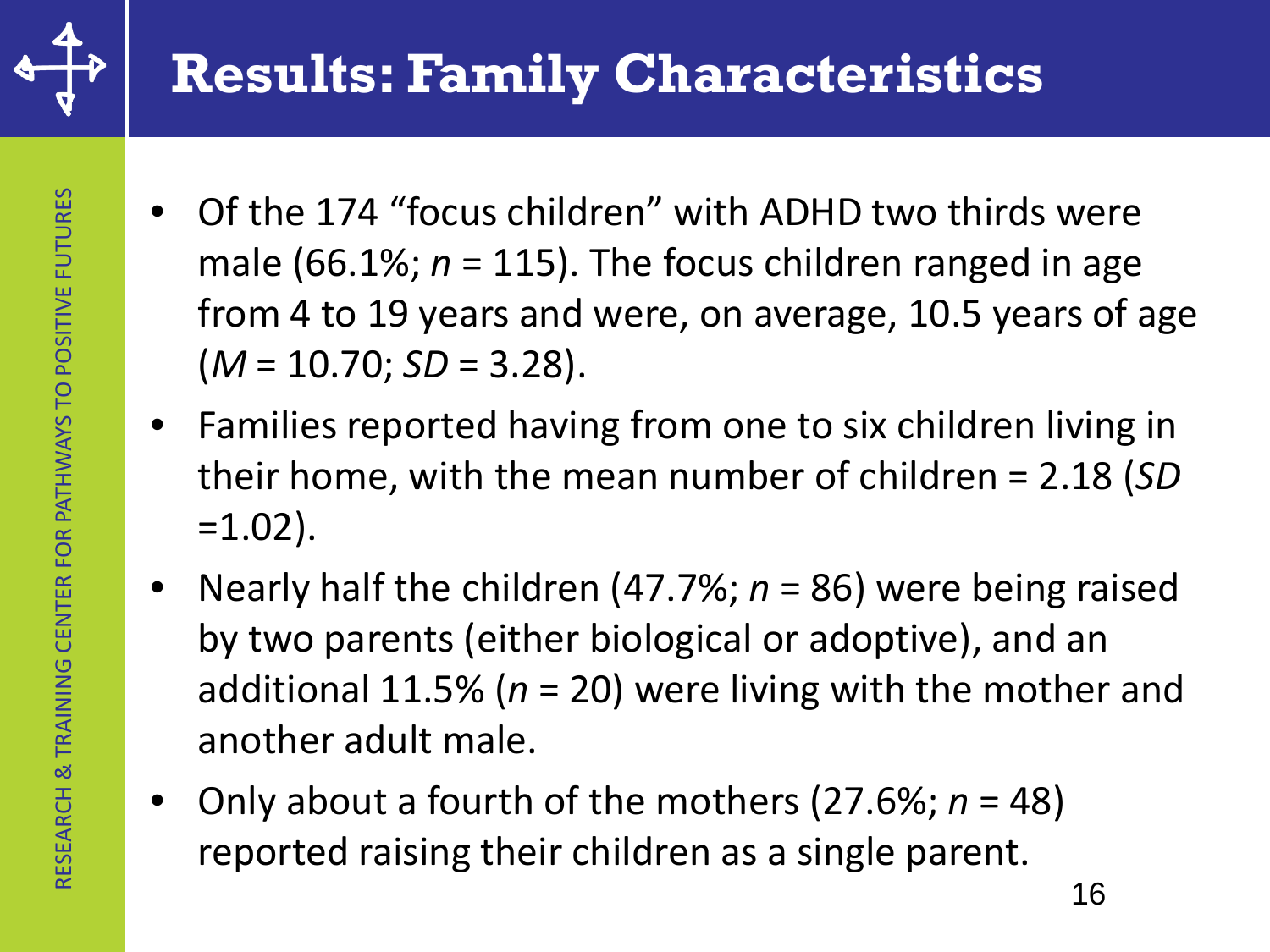# Results: Family Characteristics

- Of the 174 "focus children" with ADHD two thirds were male (66.1%; $n$ = 115). The focus children ranged in age from 4 to 19 years and were, on average, 10.5 years of age ($M$ = 10.70; $SD$ = 3.28).
- Families reported having from one to six children living in their home, with the mean number of children = 2.18 ($SD$ =1.02).
- Nearly half the children (47.7%; $n$ = 86) were being raised by two parents (either biological or adoptive), and an additional 11.5% ($n$ = 20) were living with the mother and another adult male.
- Only about a fourth of the mothers (27.6%; $n$ = 48) reported raising their children as a single parent.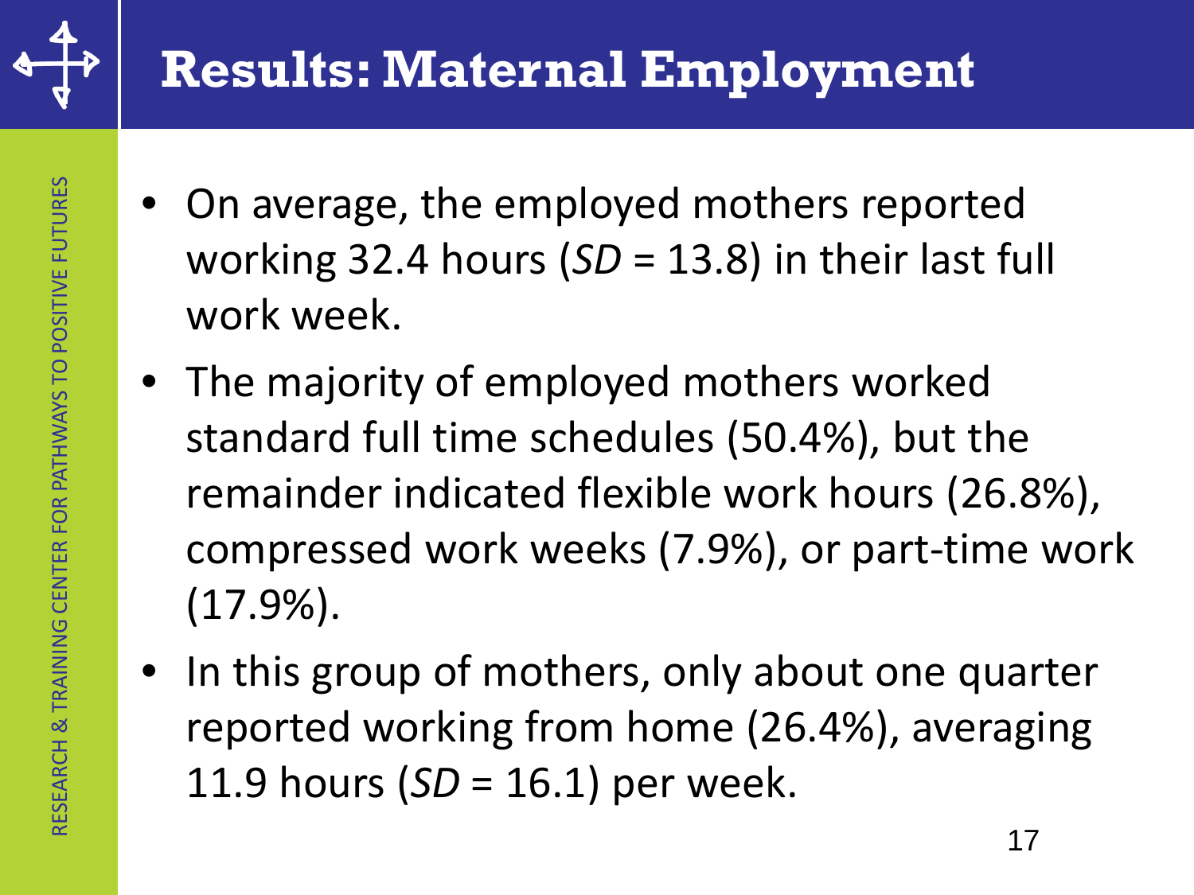# Results: Maternal Employment

- On average, the employed mothers reported working 32.4 hours (*SD* = 13.8) in their last full work week.
- The majority of employed mothers worked standard full time schedules (50.4%), but the remainder indicated flexible work hours (26.8%), compressed work weeks (7.9%), or part-time work (17.9%).
- In this group of mothers, only about one quarter reported working from home (26.4%), averaging 11.9 hours (*SD* = 16.1) per week.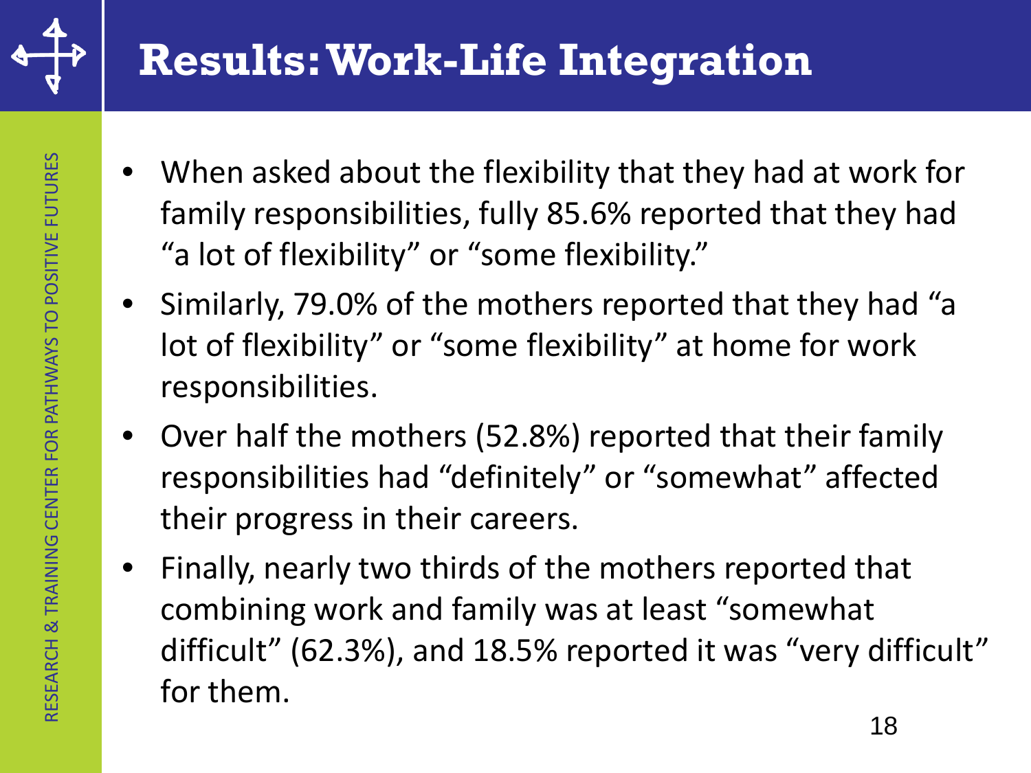# Results: Work-Life Integration

- When asked about the flexibility that they had at work for family responsibilities, fully 85.6% reported that they had "a lot of flexibility" or "some flexibility."
- Similarly, 79.0% of the mothers reported that they had "a lot of flexibility" or "some flexibility" at home for work responsibilities.
- Over half the mothers (52.8%) reported that their family responsibilities had "definitely" or "somewhat" affected their progress in their careers.
- Finally, nearly two thirds of the mothers reported that combining work and family was at least "somewhat difficult" (62.3%), and 18.5% reported it was "very difficult" for them.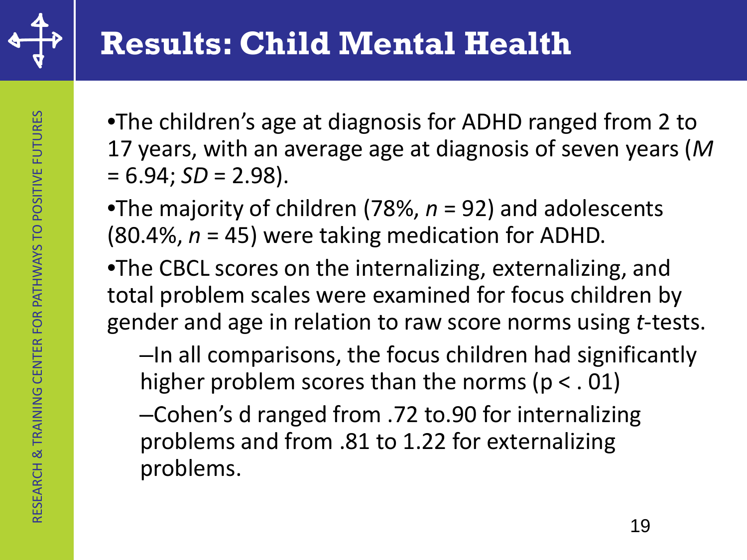# Results: Child Mental Health

- The children's age at diagnosis for ADHD ranged from 2 to 17 years, with an average age at diagnosis of seven years ($M = 6.94$; $SD = 2.98$).
- The majority of children (78%, $n = 92$) and adolescents (80.4%, $n = 45$) were taking medication for ADHD.
- The CBCL scores on the internalizing, externalizing, and total problem scales were examined for focus children by gender and age in relation to raw score norms using *t*-tests.
  - In all comparisons, the focus children had significantly higher problem scores than the norms ($p < .01$)
  - Cohen's d ranged from .72 to.90 for internalizing problems and from .81 to 1.22 for externalizing problems.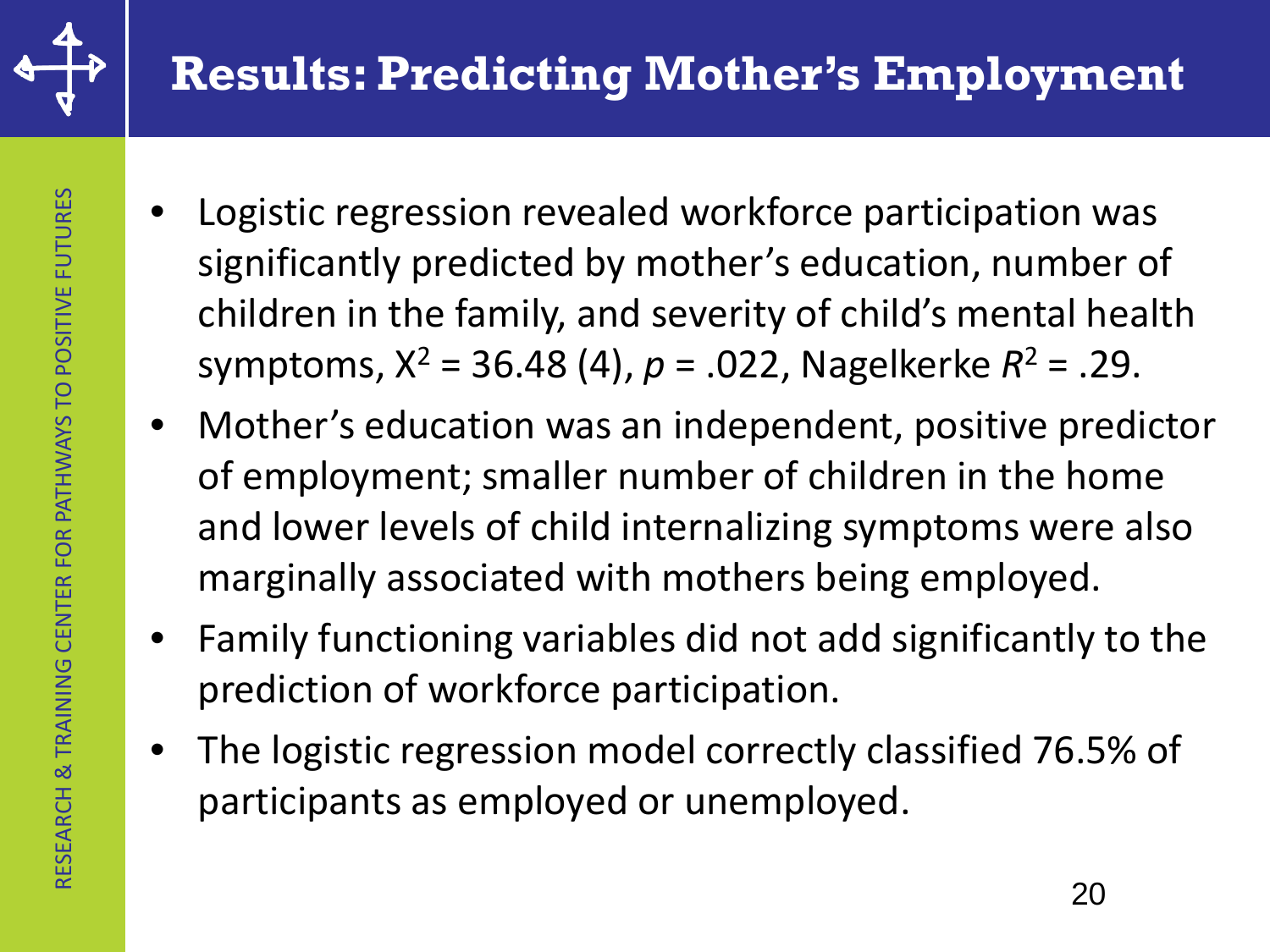# Results: Predicting Mother's Employment

- Logistic regression revealed workforce participation was significantly predicted by mother's education, number of children in the family, and severity of child's mental health symptoms, $X^2 = 36.48$ (4), $p = .022$, Nagelkerke $R^2 = .29$.
- Mother's education was an independent, positive predictor of employment; smaller number of children in the home and lower levels of child internalizing symptoms were also marginally associated with mothers being employed.
- Family functioning variables did not add significantly to the prediction of workforce participation.
- The logistic regression model correctly classified 76.5% of participants as employed or unemployed.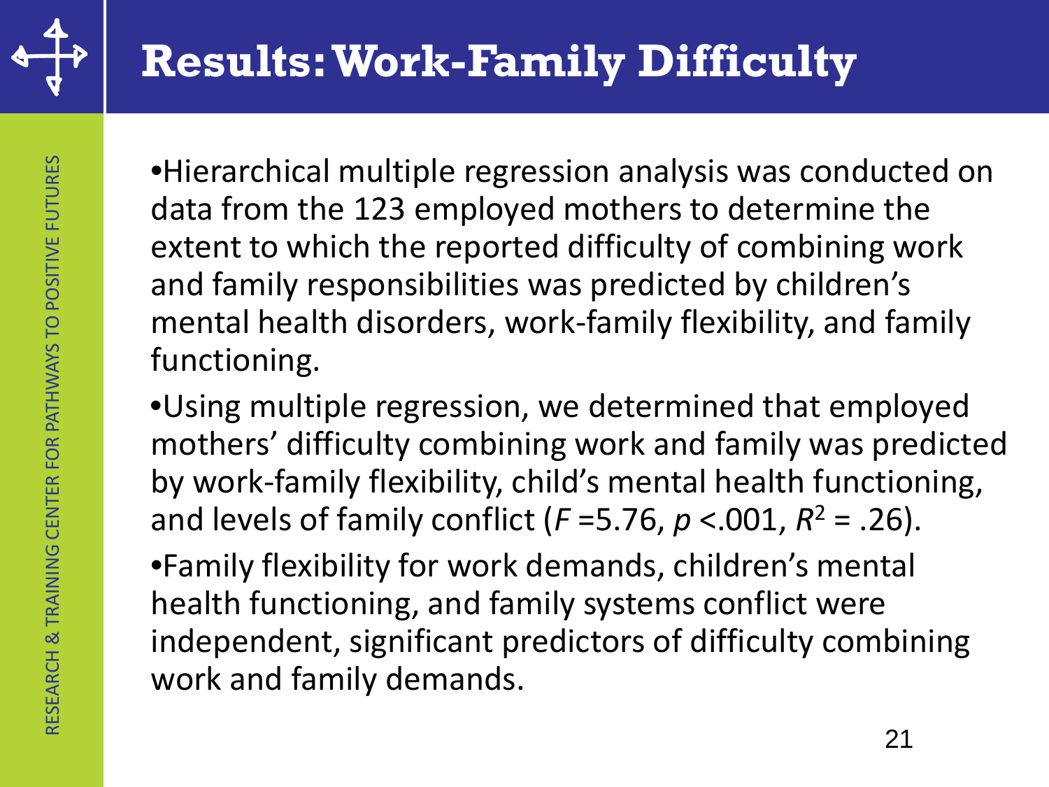# Results: Work-Family Difficulty

- Hierarchical multiple regression analysis was conducted on data from the 123 employed mothers to determine the extent to which the reported difficulty of combining work and family responsibilities was predicted by children's mental health disorders, work-family flexibility, and family functioning.
- Using multiple regression, we determined that employed mothers' difficulty combining work and family was predicted by work-family flexibility, child's mental health functioning, and levels of family conflict ($F$ =5.76, $p$ <.001, $R^2$ = .26).
- Family flexibility for work demands, children's mental health functioning, and family systems conflict were independent, significant predictors of difficulty combining work and family demands.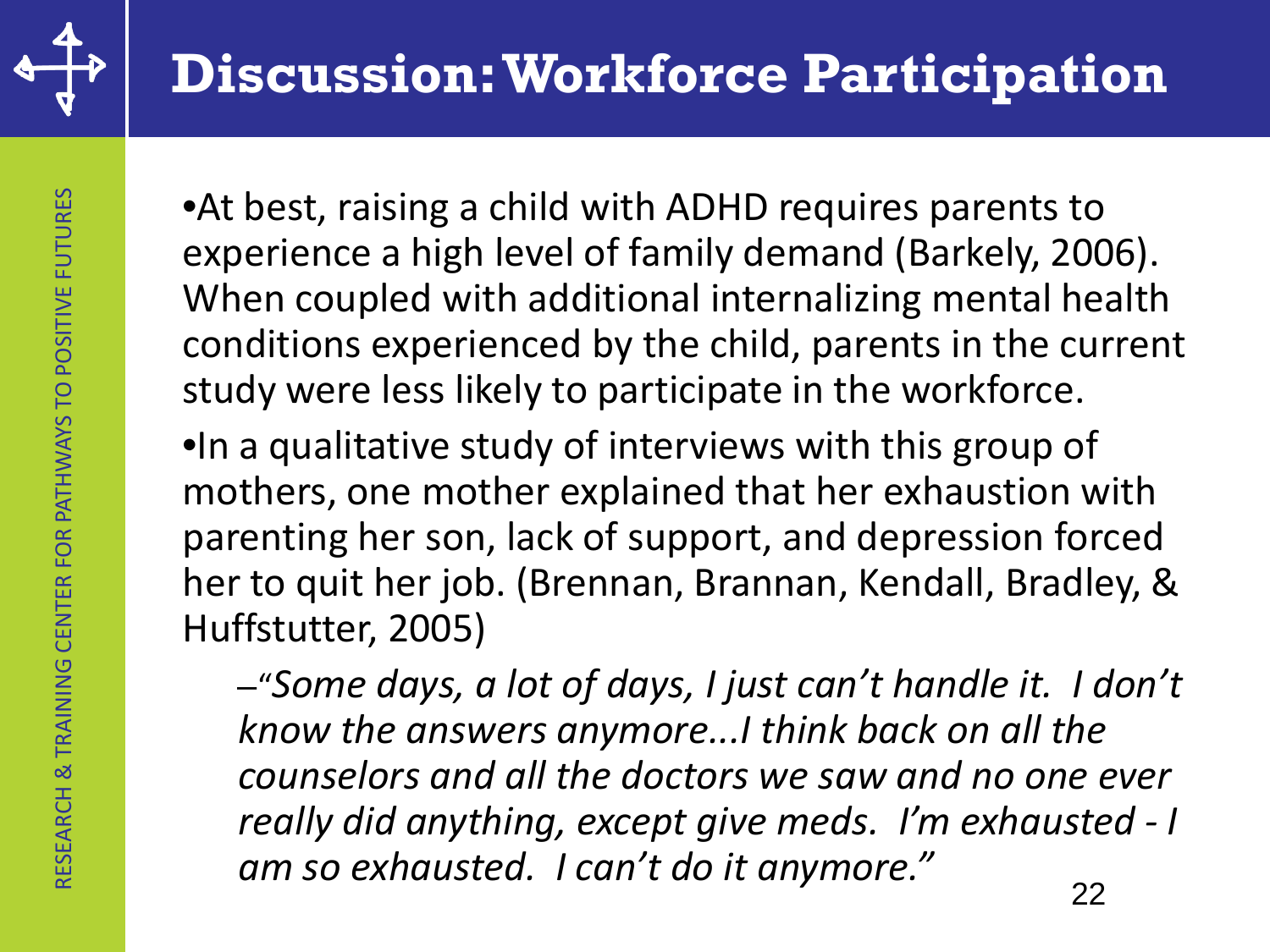# Discussion: Workforce Participation

- At best, raising a child with ADHD requires parents to experience a high level of family demand (Barkely, 2006). When coupled with additional internalizing mental health conditions experienced by the child, parents in the current study were less likely to participate in the workforce.
- In a qualitative study of interviews with this group of mothers, one mother explained that her exhaustion with parenting her son, lack of support, and depression forced her to quit her job. (Brennan, Brannan, Kendall, Bradley, & Huffstutter, 2005)
  - *"Some days, a lot of days, I just can't handle it. I don't know the answers anymore...I think back on all the counselors and all the doctors we saw and no one ever really did anything, except give meds. I'm exhausted - I am so exhausted. I can't do it anymore."*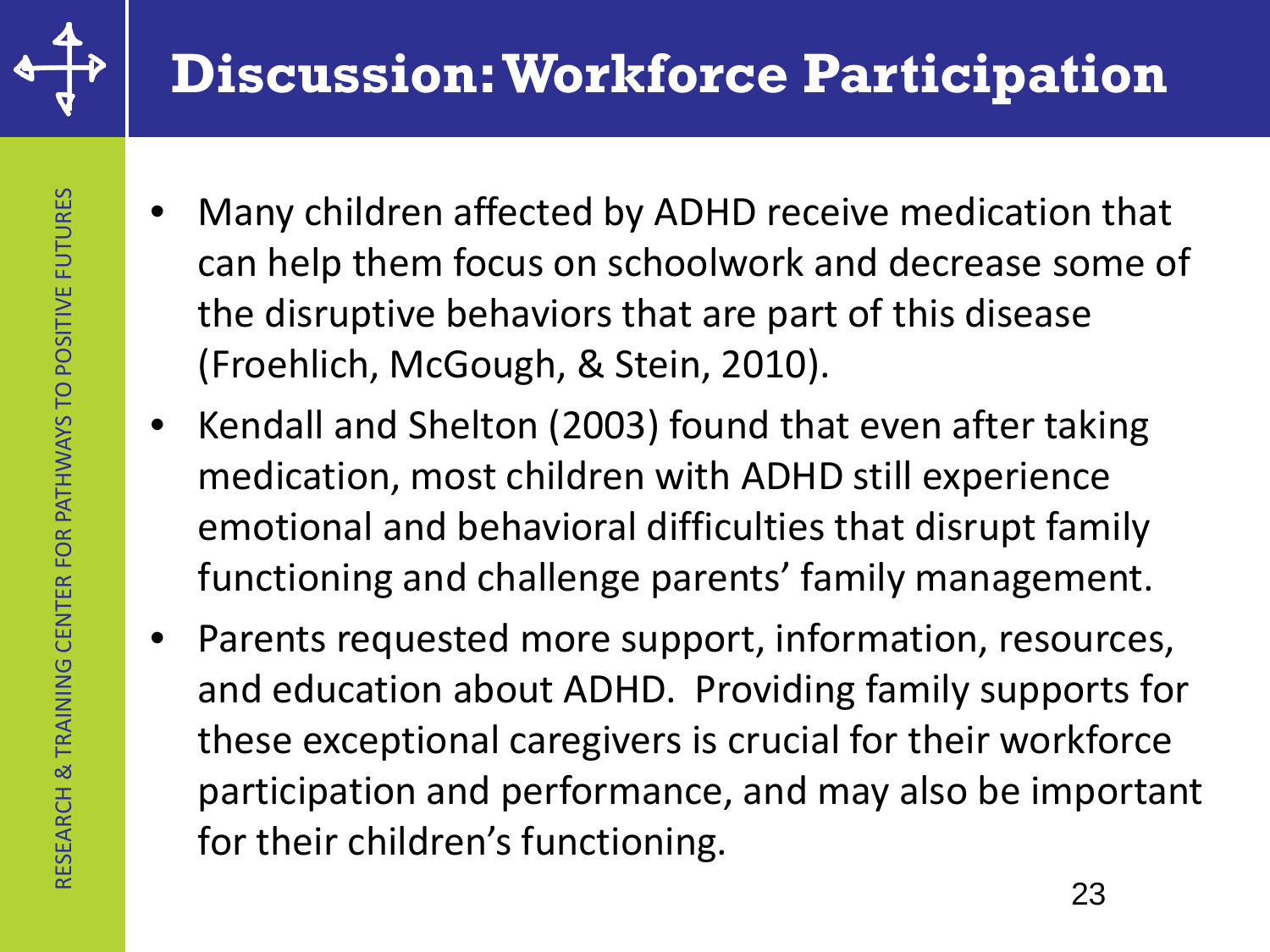# Discussion: Workforce Participation

- Many children affected by ADHD receive medication that can help them focus on schoolwork and decrease some of the disruptive behaviors that are part of this disease (Froehlich, McGough, & Stein, 2010).
- Kendall and Shelton (2003) found that even after taking medication, most children with ADHD still experience emotional and behavioral difficulties that disrupt family functioning and challenge parents' family management.
- Parents requested more support, information, resources, and education about ADHD. Providing family supports for these exceptional caregivers is crucial for their workforce participation and performance, and may also be important for their children's functioning.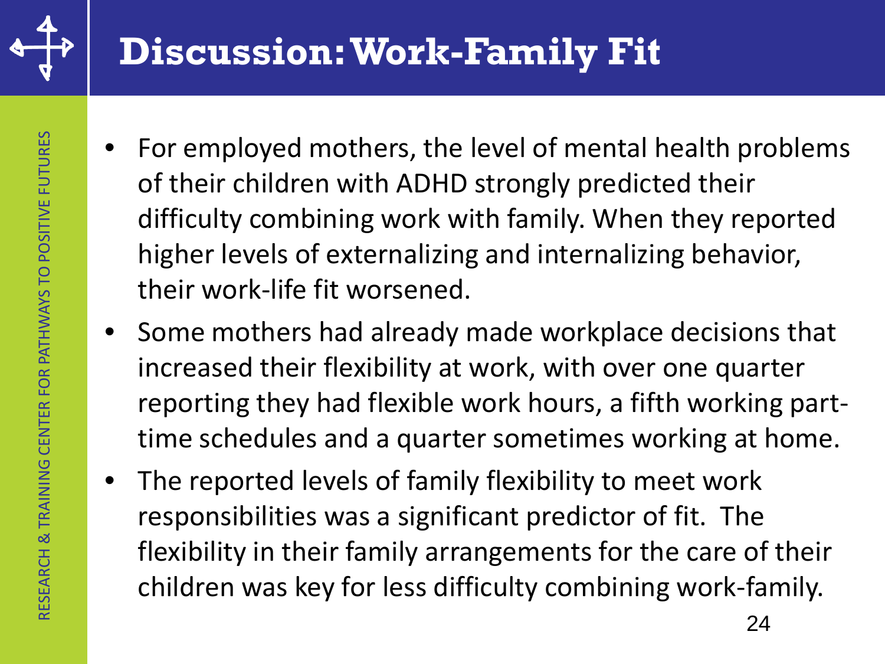# Discussion: Work-Family Fit

- For employed mothers, the level of mental health problems of their children with ADHD strongly predicted their difficulty combining work with family. When they reported higher levels of externalizing and internalizing behavior, their work-life fit worsened.
- Some mothers had already made workplace decisions that increased their flexibility at work, with over one quarter reporting they had flexible work hours, a fifth working part-time schedules and a quarter sometimes working at home.
- The reported levels of family flexibility to meet work responsibilities was a significant predictor of fit. The flexibility in their family arrangements for the care of their children was key for less difficulty combining work-family.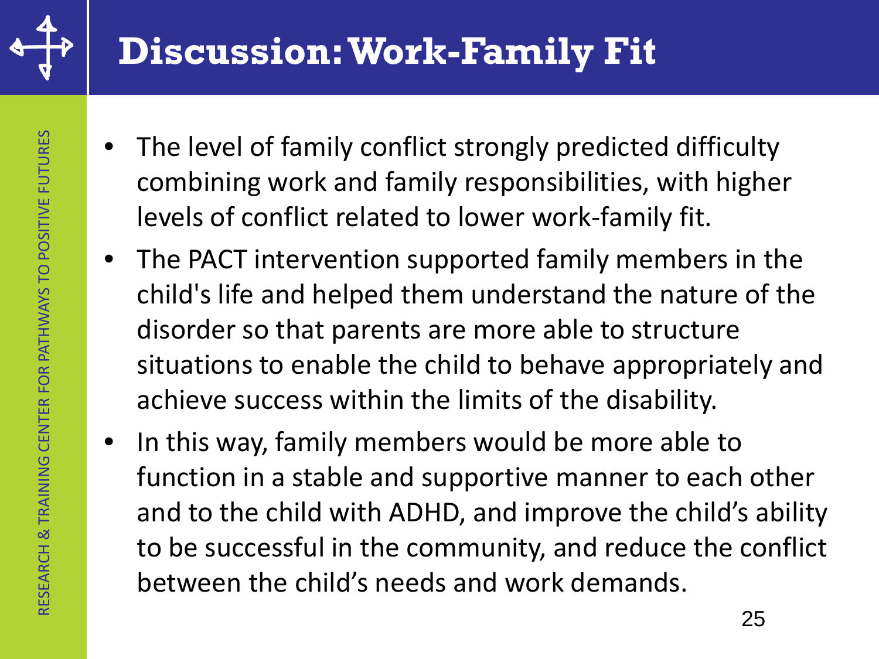# Discussion: Work-Family Fit

- The level of family conflict strongly predicted difficulty combining work and family responsibilities, with higher levels of conflict related to lower work-family fit.
- The PACT intervention supported family members in the child's life and helped them understand the nature of the disorder so that parents are more able to structure situations to enable the child to behave appropriately and achieve success within the limits of the disability.
- In this way, family members would be more able to function in a stable and supportive manner to each other and to the child with ADHD, and improve the child's ability to be successful in the community, and reduce the conflict between the child's needs and work demands.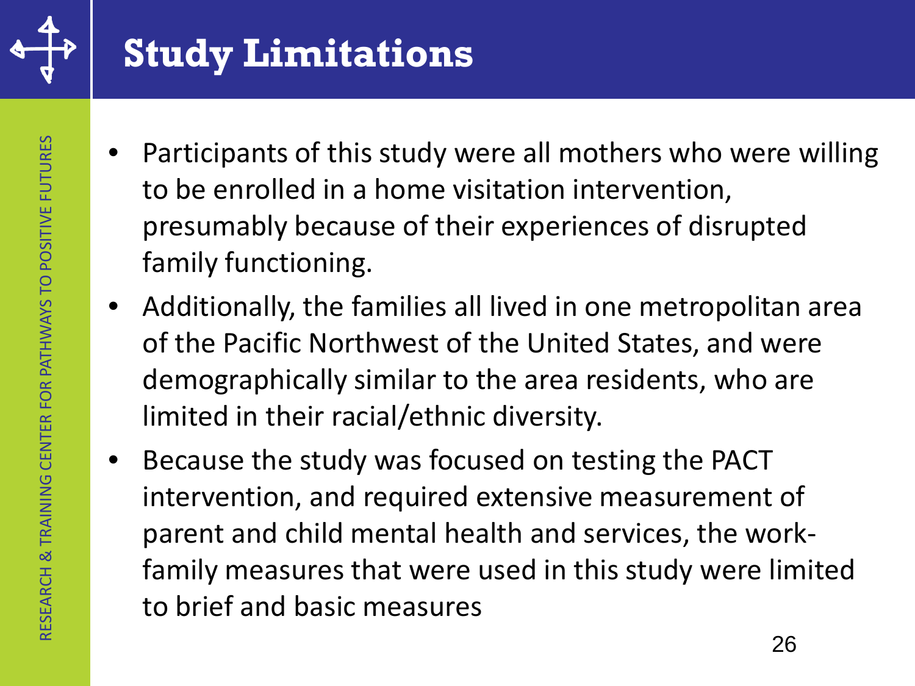# Study Limitations

- Participants of this study were all mothers who were willing to be enrolled in a home visitation intervention, presumably because of their experiences of disrupted family functioning.
- Additionally, the families all lived in one metropolitan area of the Pacific Northwest of the United States, and were demographically similar to the area residents, who are limited in their racial/ethnic diversity.
- Because the study was focused on testing the PACT intervention, and required extensive measurement of parent and child mental health and services, the work-family measures that were used in this study were limited to brief and basic measures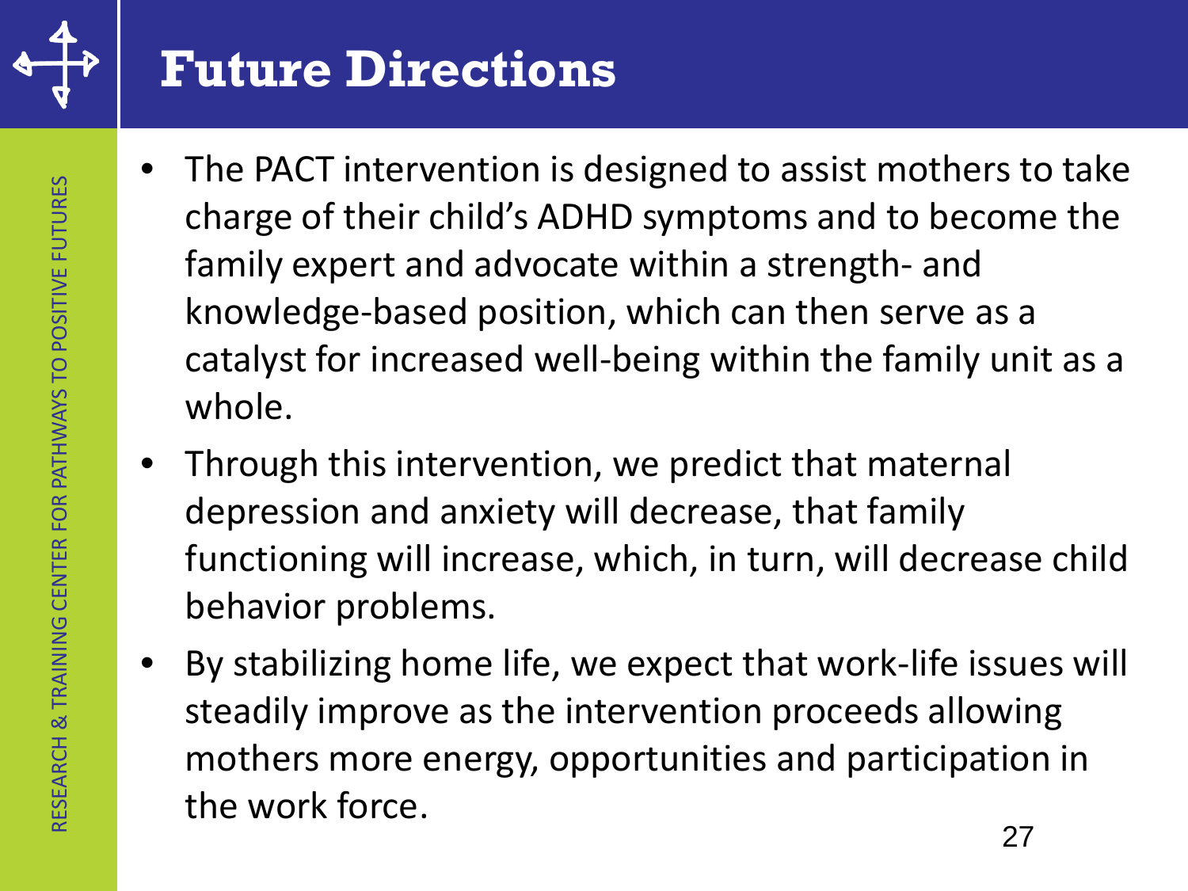# Future Directions

- The PACT intervention is designed to assist mothers to take charge of their child's ADHD symptoms and to become the family expert and advocate within a strength- and knowledge-based position, which can then serve as a catalyst for increased well-being within the family unit as a whole.
- Through this intervention, we predict that maternal depression and anxiety will decrease, that family functioning will increase, which, in turn, will decrease child behavior problems.
- By stabilizing home life, we expect that work-life issues will steadily improve as the intervention proceeds allowing mothers more energy, opportunities and participation in the work force.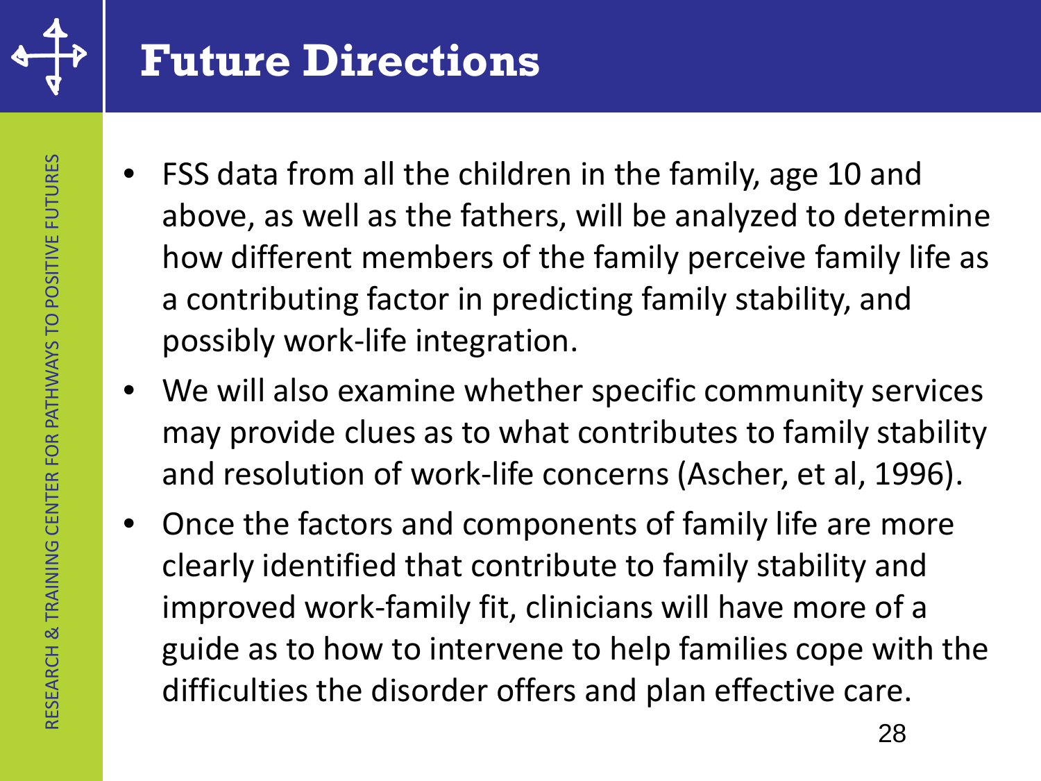# Future Directions

- FSS data from all the children in the family, age 10 and above, as well as the fathers, will be analyzed to determine how different members of the family perceive family life as a contributing factor in predicting family stability, and possibly work-life integration.
- We will also examine whether specific community services may provide clues as to what contributes to family stability and resolution of work-life concerns (Ascher, et al, 1996).
- Once the factors and components of family life are more clearly identified that contribute to family stability and improved work-family fit, clinicians will have more of a guide as to how to intervene to help families cope with the difficulties the disorder offers and plan effective care.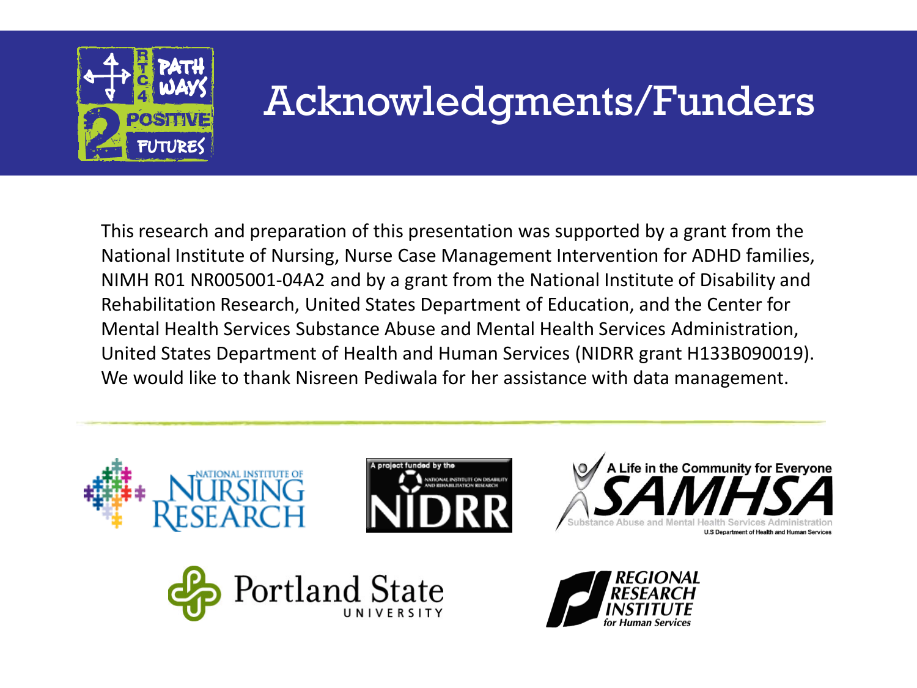# Acknowledgments/Funders

This research and preparation of this presentation was supported by a grant from the National Institute of Nursing, Nurse Case Management Intervention for ADHD families, NIMH R01 NR005001-04A2 and by a grant from the National Institute of Disability and Rehabilitation Research, United States Department of Education, and the Center for Mental Health Services Substance Abuse and Mental Health Services Administration, United States Department of Health and Human Services (NIDRR grant H133B090019). We would like to thank Nisreen Pediwala for her assistance with data management.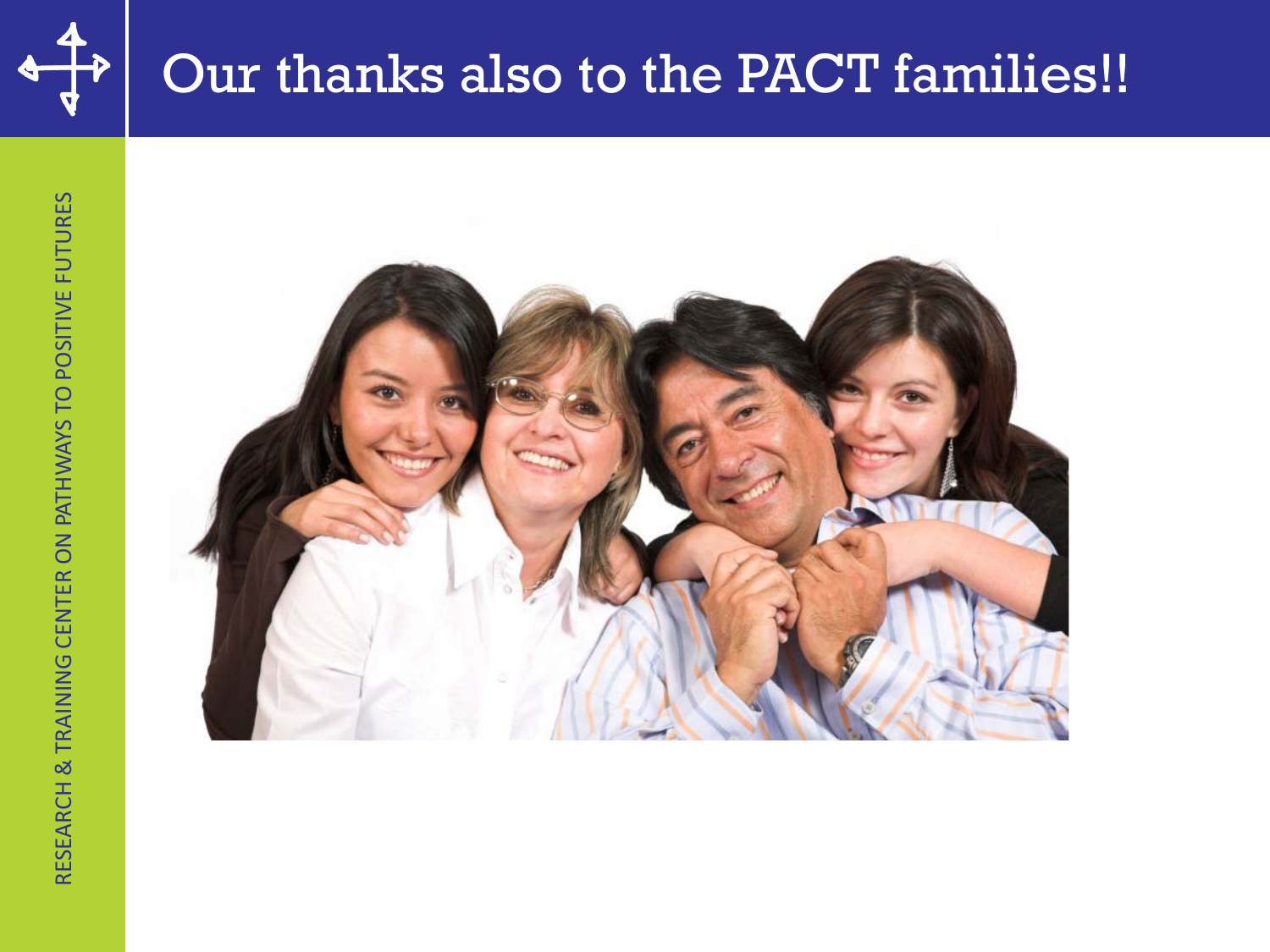# Our thanks also to the PACT families!!

RESEARCH & TRAINING CENTER ON PATHWAYS TO POSITIVE FUTURES